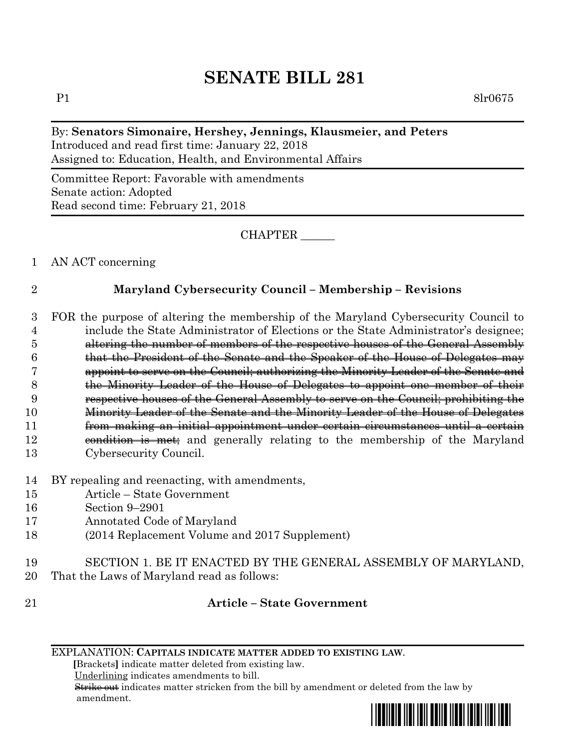# SENATE BILL 281

P1 8lr0675

By: **Senators Simonaire, Hershey, Jennings, Klausmeier, and Peters**
Introduced and read first time: January 22, 2018
Assigned to: Education, Health, and Environmental Affairs

Committee Report: Favorable with amendments
Senate action: Adopted
Read second time: February 21, 2018

CHAPTER ______

1 AN ACT concerning

2 **Maryland Cybersecurity Council – Membership – Revisions**

3 FOR the purpose of altering the membership of the Maryland Cybersecurity Council to
4 include the State Administrator of Elections or the State Administrator's designee;
5 ~~altering the number of members of the respective houses of the General Assembly~~
6 ~~that the President of the Senate and the Speaker of the House of Delegates may~~
7 ~~appoint to serve on the Council; authorizing the Minority Leader of the Senate and~~
8 ~~the Minority Leader of the House of Delegates to appoint one member of their~~
9 ~~respective houses of the General Assembly to serve on the Council; prohibiting the~~
10 ~~Minority Leader of the Senate and the Minority Leader of the House of Delegates~~
11 ~~from making an initial appointment under certain circumstances until a certain~~
12 ~~condition is met;~~ and generally relating to the membership of the Maryland
13 Cybersecurity Council.

14 BY repealing and reenacting, with amendments,
15 Article – State Government
16 Section 9–2901
17 Annotated Code of Maryland
18 (2014 Replacement Volume and 2017 Supplement)

19 SECTION 1. BE IT ENACTED BY THE GENERAL ASSEMBLY OF MARYLAND,
20 That the Laws of Maryland read as follows:

21 **Article – State Government**

EXPLANATION: **CAPITALS INDICATE MATTER ADDED TO EXISTING LAW.**
**[**Brackets**]** indicate matter deleted from existing law.
Underlining indicates amendments to bill.
~~Strike out~~ indicates matter stricken from the bill by amendment or deleted from the law by amendment.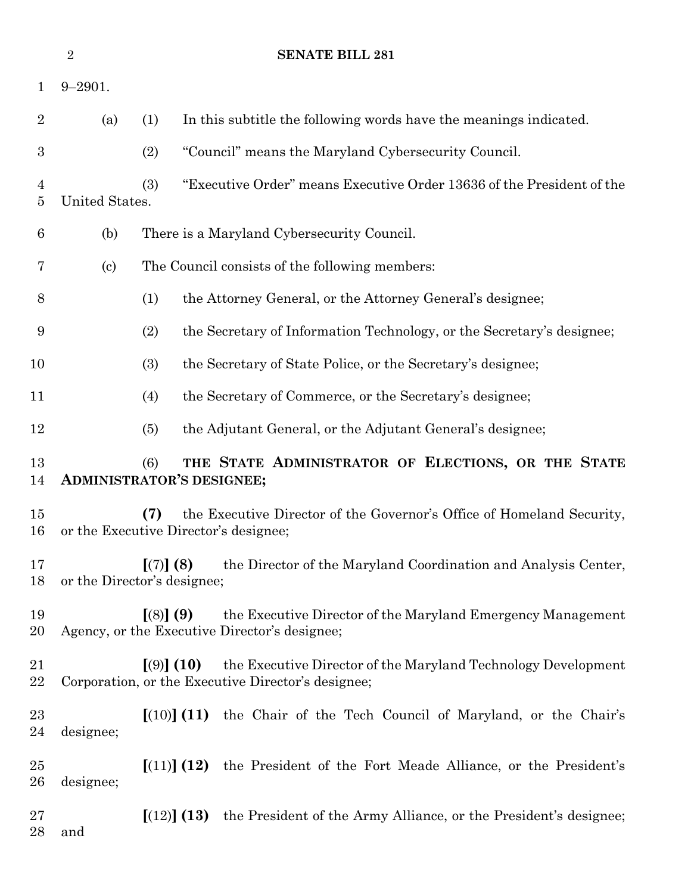9–2901.

(a) (1) In this subtitle the following words have the meanings indicated.

(2) "Council" means the Maryland Cybersecurity Council.

(3) "Executive Order" means Executive Order 13636 of the President of the United States.

(b) There is a Maryland Cybersecurity Council.

(c) The Council consists of the following members:

(1) the Attorney General, or the Attorney General's designee;

(2) the Secretary of Information Technology, or the Secretary's designee;

(3) the Secretary of State Police, or the Secretary's designee;

(4) the Secretary of Commerce, or the Secretary's designee;

(5) the Adjutant General, or the Adjutant General's designee;

(6) **THE STATE ADMINISTRATOR OF ELECTIONS, OR THE STATE ADMINISTRATOR'S DESIGNEE;**

**(7)** the Executive Director of the Governor's Office of Homeland Security, or the Executive Director's designee;

**[**(7)**] (8)** the Director of the Maryland Coordination and Analysis Center, or the Director's designee;

**[**(8)**] (9)** the Executive Director of the Maryland Emergency Management Agency, or the Executive Director's designee;

**[**(9)**] (10)** the Executive Director of the Maryland Technology Development Corporation, or the Executive Director's designee;

**[**(10)**] (11)** the Chair of the Tech Council of Maryland, or the Chair's designee;

**[**(11)**] (12)** the President of the Fort Meade Alliance, or the President's designee;

**[**(12)**] (13)** the President of the Army Alliance, or the President's designee; and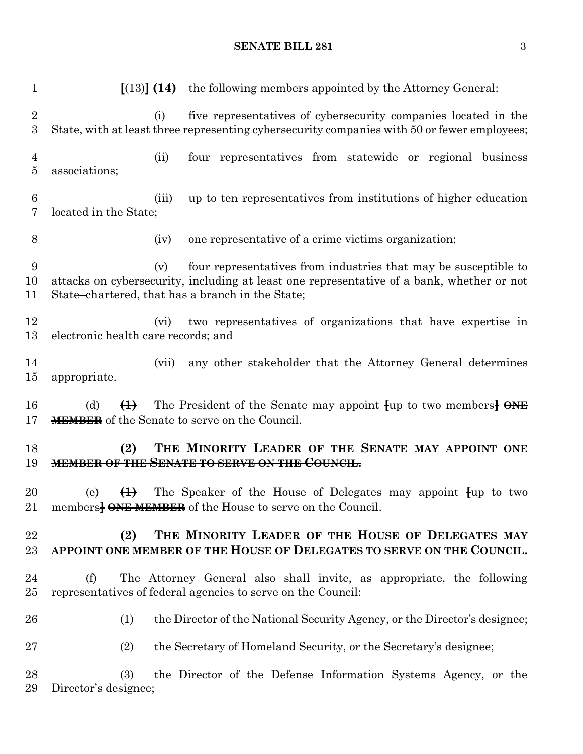[(13)] **(14)** the following members appointed by the Attorney General:

(i) five representatives of cybersecurity companies located in the State, with at least three representing cybersecurity companies with 50 or fewer employees;

(ii) four representatives from statewide or regional business associations;

(iii) up to ten representatives from institutions of higher education located in the State;

(iv) one representative of a crime victims organization;

(v) four representatives from industries that may be susceptible to attacks on cybersecurity, including at least one representative of a bank, whether or not State–chartered, that has a branch in the State;

(vi) two representatives of organizations that have expertise in electronic health care records; and

(vii) any other stakeholder that the Attorney General determines appropriate.

(d) ~~**(1)**~~ The President of the Senate may appoint [up to two members] ~~**ONE MEMBER**~~ of the Senate to serve on the Council.

~~**(2) THE MINORITY LEADER OF THE SENATE MAY APPOINT ONE MEMBER OF THE SENATE TO SERVE ON THE COUNCIL.**~~

(e) ~~**(1)**~~ The Speaker of the House of Delegates may appoint [up to two members] ~~**ONE MEMBER**~~ of the House to serve on the Council.

~~**(2) THE MINORITY LEADER OF THE HOUSE OF DELEGATES MAY APPOINT ONE MEMBER OF THE HOUSE OF DELEGATES TO SERVE ON THE COUNCIL.**~~

(f) The Attorney General also shall invite, as appropriate, the following representatives of federal agencies to serve on the Council:

(1) the Director of the National Security Agency, or the Director's designee;

(2) the Secretary of Homeland Security, or the Secretary's designee;

(3) the Director of the Defense Information Systems Agency, or the Director's designee;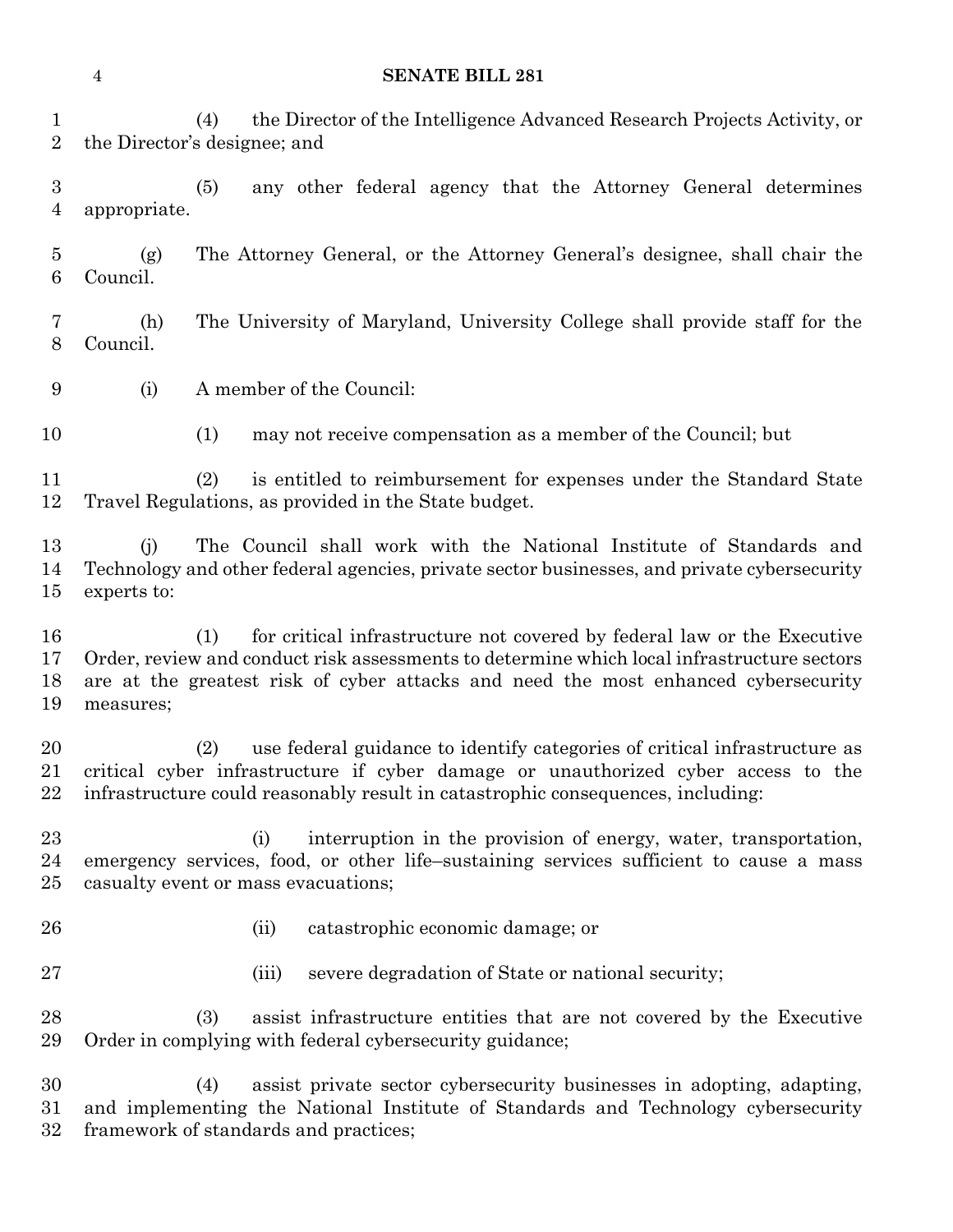(4) the Director of the Intelligence Advanced Research Projects Activity, or the Director's designee; and

(5) any other federal agency that the Attorney General determines appropriate.

(g) The Attorney General, or the Attorney General's designee, shall chair the Council.

(h) The University of Maryland, University College shall provide staff for the Council.

(i) A member of the Council:

(1) may not receive compensation as a member of the Council; but

(2) is entitled to reimbursement for expenses under the Standard State Travel Regulations, as provided in the State budget.

(j) The Council shall work with the National Institute of Standards and Technology and other federal agencies, private sector businesses, and private cybersecurity experts to:

(1) for critical infrastructure not covered by federal law or the Executive Order, review and conduct risk assessments to determine which local infrastructure sectors are at the greatest risk of cyber attacks and need the most enhanced cybersecurity measures;

(2) use federal guidance to identify categories of critical infrastructure as critical cyber infrastructure if cyber damage or unauthorized cyber access to the infrastructure could reasonably result in catastrophic consequences, including:

(i) interruption in the provision of energy, water, transportation, emergency services, food, or other life–sustaining services sufficient to cause a mass casualty event or mass evacuations;

(ii) catastrophic economic damage; or

(iii) severe degradation of State or national security;

(3) assist infrastructure entities that are not covered by the Executive Order in complying with federal cybersecurity guidance;

(4) assist private sector cybersecurity businesses in adopting, adapting, and implementing the National Institute of Standards and Technology cybersecurity framework of standards and practices;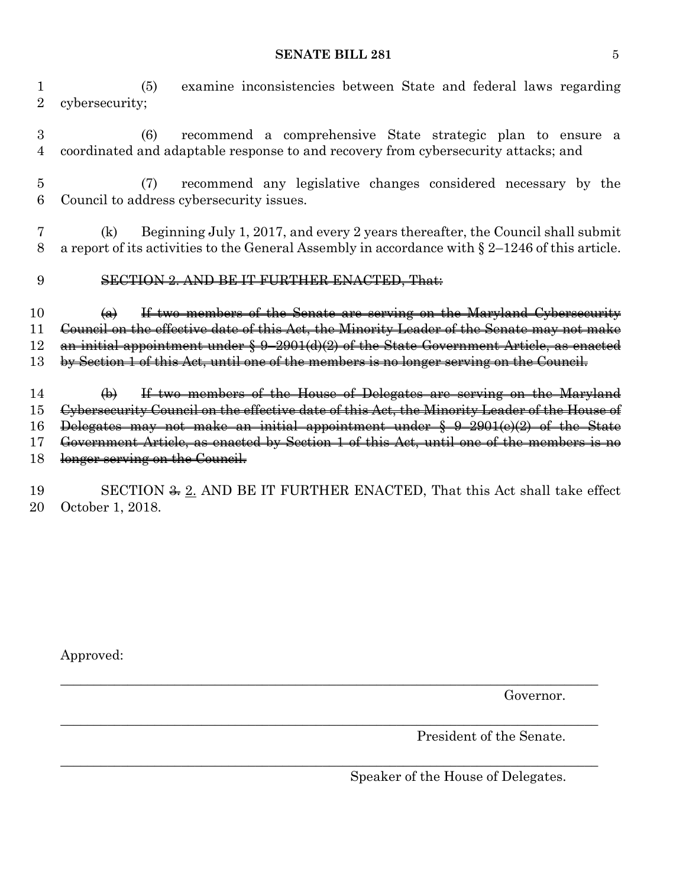(5) examine inconsistencies between State and federal laws regarding cybersecurity;

(6) recommend a comprehensive State strategic plan to ensure a coordinated and adaptable response to and recovery from cybersecurity attacks; and

(7) recommend any legislative changes considered necessary by the Council to address cybersecurity issues.

(k) Beginning July 1, 2017, and every 2 years thereafter, the Council shall submit a report of its activities to the General Assembly in accordance with § 2–1246 of this article.

~~SECTION 2. AND BE IT FURTHER ENACTED, That:~~

~~(a) If two members of the Senate are serving on the Maryland Cybersecurity Council on the effective date of this Act, the Minority Leader of the Senate may not make an initial appointment under § 9–2901(d)(2) of the State Government Article, as enacted by Section 1 of this Act, until one of the members is no longer serving on the Council.~~

~~(b) If two members of the House of Delegates are serving on the Maryland Cybersecurity Council on the effective date of this Act, the Minority Leader of the House of Delegates may not make an initial appointment under § 9–2901(e)(2) of the State Government Article, as enacted by Section 1 of this Act, until one of the members is no longer serving on the Council.~~

SECTION ~~3.~~ 2. AND BE IT FURTHER ENACTED, That this Act shall take effect October 1, 2018.

Approved:

Governor.

President of the Senate.

Speaker of the House of Delegates.